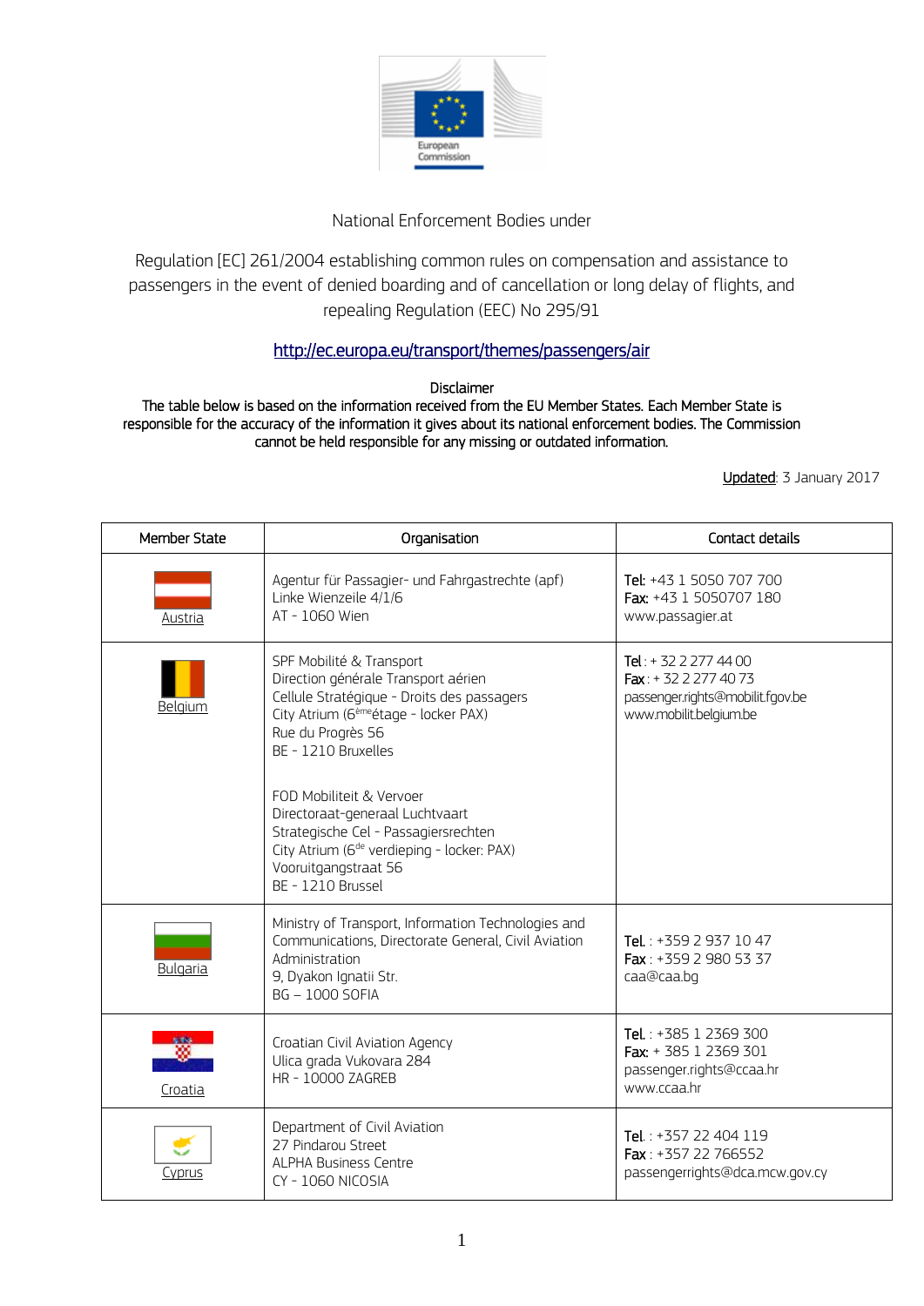National Enforcement Bodies under

Regulation [EC] 261/2004 establishing common rules on compensation and assistance to passengers in the event of denied boarding and of cancellation or long delay of flights, and repealing Regulation (EEC) No 295/91

http://ec.europa.eu/transport/themes/passengers/air

Disclaimer
The table below is based on the information received from the EU Member States. Each Member State is responsible for the accuracy of the information it gives about its national enforcement bodies. The Commission cannot be held responsible for any missing or outdated information.

Updated: 3 January 2017

| Member State | Organisation | Contact details |
|---|---|---|
| Austria | Agentur für Passagier- und Fahrgastrechte (apf)<br>Linke Wienzeile 4/1/6<br>AT - 1060 Wien | **Tel:** +43 1 5050 707 700<br>**Fax:** +43 1 5050707 180<br>www.passagier.at |
| Belgium | SPF Mobilité & Transport<br>Direction générale Transport aérien<br>Cellule Stratégique - Droits des passagers<br>City Atrium (6ème étage - locker PAX)<br>Rue du Progrès 56<br>BE - 1210 Bruxelles<br><br>FOD Mobiliteit & Vervoer<br>Directoraat-generaal Luchtvaart<br>Strategische Cel - Passagiersrechten<br>City Atrium (6de verdieping - locker: PAX)<br>Vooruitgangstraat 56<br>BE - 1210 Brussel | **Tel** : + 32 2 277 44 00<br>**Fax** : + 32 2 277 40 73<br>passenger.rights@mobilit.fgov.be<br>www.mobilit.belgium.be |
| Bulgaria | Ministry of Transport, Information Technologies and Communications, Directorate General, Civil Aviation Administration<br>9, Dyakon Ignatii Str.<br>BG – 1000 SOFIA | **Tel.** : +359 2 937 10 47<br>**Fax** : +359 2 980 53 37<br>caa@caa.bg |
| Croatia | Croatian Civil Aviation Agency<br>Ulica grada Vukovara 284<br>HR - 10000 ZAGREB | **Tel.** : +385 1 2369 300<br>**Fax:** + 385 1 2369 301<br>passenger.rights@ccaa.hr<br>www.ccaa.hr |
| Cyprus | Department of Civil Aviation<br>27 Pindarou Street<br>ALPHA Business Centre<br>CY - 1060 NICOSIA | **Tel.** : +357 22 404 119<br>**Fax** : +357 22 766552<br>passengerrights@dca.mcw.gov.cy |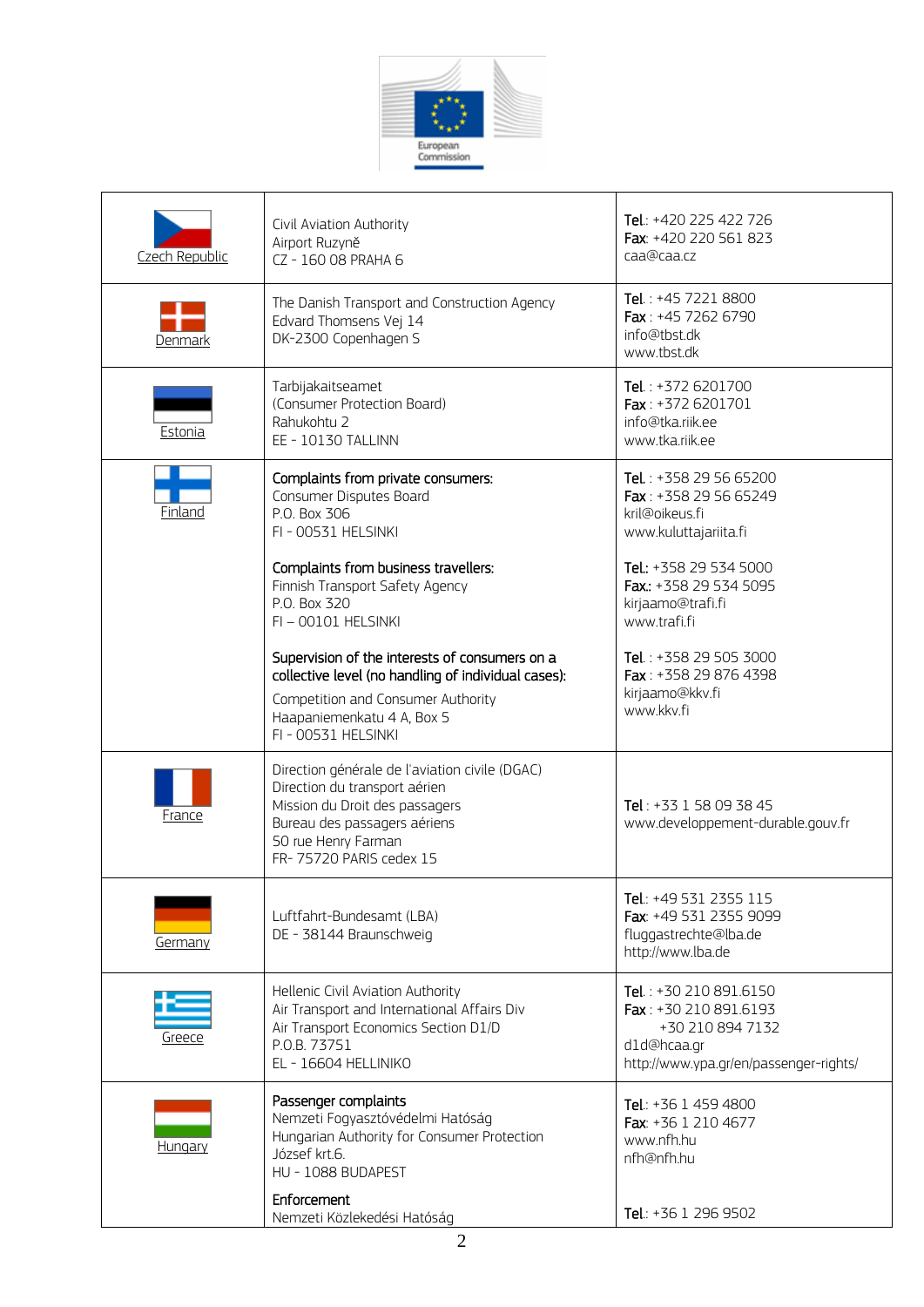| Country | Authority | Contact |
|---|---|---|
| Czech Republic | Civil Aviation Authority<br>Airport Ruzyně<br>CZ - 160 08 PRAHA 6 | **Tel**.: +420 225 422 726<br>**Fax**: +420 220 561 823<br>caa@caa.cz |
| Denmark | The Danish Transport and Construction Agency<br>Edvard Thomsens Vej 14<br>DK-2300 Copenhagen S | **Tel**. : +45 7221 8800<br>**Fax** : +45 7262 6790<br>info@tbst.dk<br>www.tbst.dk |
| Estonia | Tarbijakaitseamet<br>(Consumer Protection Board)<br>Rahukohtu 2<br>EE - 10130 TALLINN | **Tel**. : +372 6201700<br>**Fax** : +372 6201701<br>info@tka.riik.ee<br>www.tka.riik.ee |
| Finland | **Complaints from private consumers:**<br>Consumer Disputes Board<br>P.O. Box 306<br>FI - 00531 HELSINKI<br><br>**Complaints from business travellers:**<br>Finnish Transport Safety Agency<br>P.O. Box 320<br>FI – 00101 HELSINKI<br><br>**Supervision of the interests of consumers on a collective level (no handling of individual cases):**<br>Competition and Consumer Authority<br>Haapaniemenkatu 4 A, Box 5<br>FI - 00531 HELSINKI | **Tel**. : +358 29 56 65200<br>**Fax** : +358 29 56 65249<br>kril@oikeus.fi<br>www.kuluttajariita.fi<br><br>**Tel.**: +358 29 534 5000<br>**Fax.**: +358 29 534 5095<br>kirjaamo@trafi.fi<br>www.trafi.fi<br><br>**Tel**. : +358 29 505 3000<br>**Fax** : +358 29 876 4398<br>kirjaamo@kkv.fi<br>www.kkv.fi |
| France | Direction générale de l'aviation civile (DGAC)<br>Direction du transport aérien<br>Mission du Droit des passagers<br>Bureau des passagers aériens<br>50 rue Henry Farman<br>FR- 75720 PARIS cedex 15 | **Tel** : +33 1 58 09 38 45<br>www.developpement-durable.gouv.fr |
| Germany | Luftfahrt-Bundesamt (LBA)<br>DE - 38144 Braunschweig | **Tel**.: +49 531 2355 115<br>**Fax**: +49 531 2355 9099<br>fluggastrechte@lba.de<br>http://www.lba.de |
| Greece | Hellenic Civil Aviation Authority<br>Air Transport and International Affairs Div<br>Air Transport Economics Section D1/D<br>P.O.B. 73751<br>EL - 16604 HELLINIKO | **Tel**. : +30 210 891.6150<br>**Fax** : +30 210 891.6193<br>+30 210 894 7132<br>d1d@hcaa.gr<br>http://www.ypa.gr/en/passenger-rights/ |
| Hungary | **Passenger complaints**<br>Nemzeti Fogyasztóvédelmi Hatóság<br>Hungarian Authority for Consumer Protection<br>József krt.6.<br>HU - 1088 BUDAPEST<br><br>**Enforcement**<br>Nemzeti Közlekedési Hatóság | **Tel**.: +36 1 459 4800<br>**Fax**: +36 1 210 4677<br>www.nfh.hu<br>nfh@nfh.hu<br><br>**Tel**.: +36 1 296 9502 |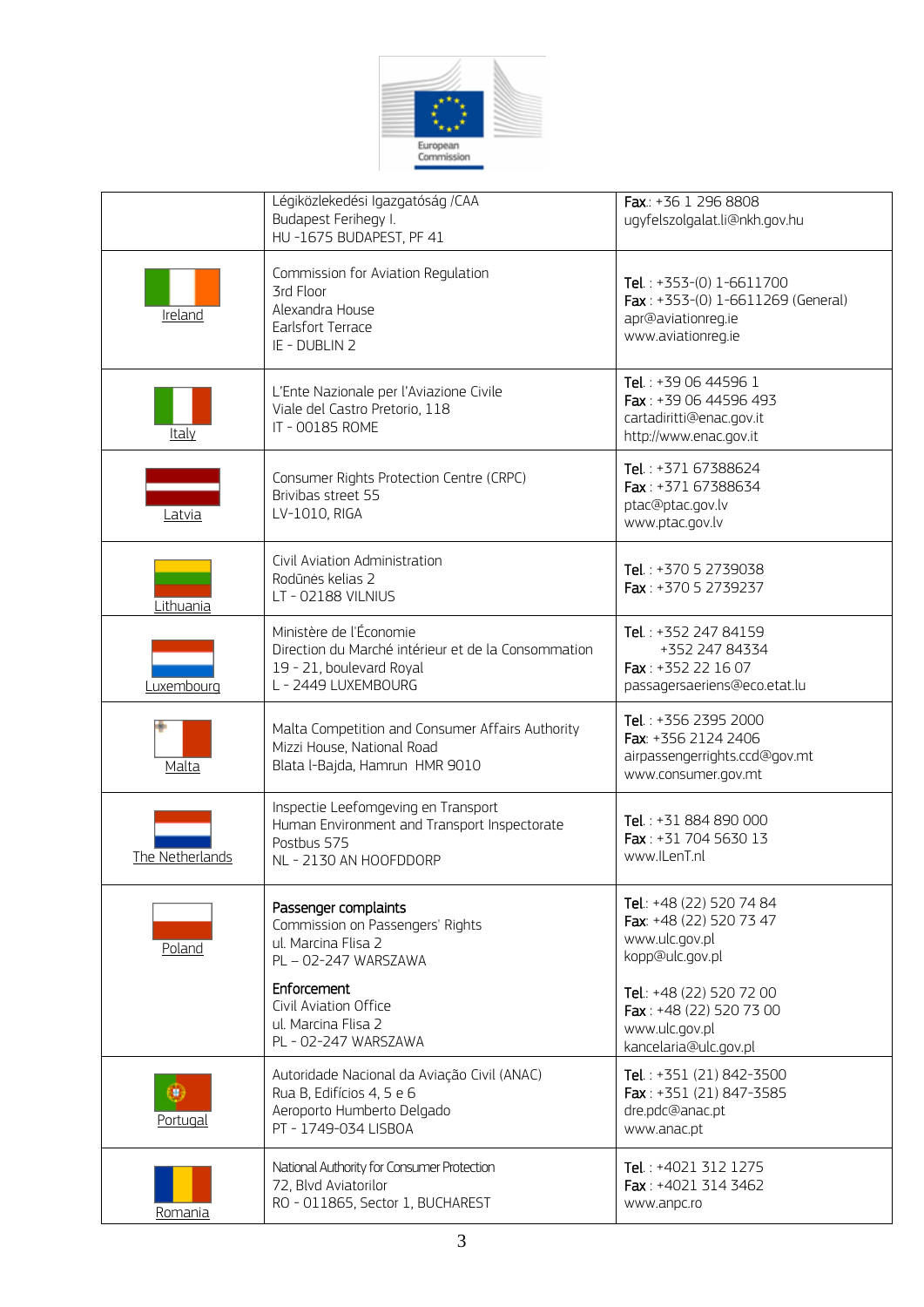| | | |
|---|---|---|
| | Légiközlekedési Igazgatóság /CAA<br>Budapest Ferihegy I.<br>HU -1675 BUDAPEST, PF 41 | **Fax**.: +36 1 296 8808<br>ugyfelszolgalat.li@nkh.gov.hu |
| Ireland | Commission for Aviation Regulation<br>3rd Floor<br>Alexandra House<br>Earlsfort Terrace<br>IE - DUBLIN 2 | **Tel**. : +353-(0) 1-6611700<br>**Fax** : +353-(0) 1-6611269 (General)<br>apr@aviationreg.ie<br>www.aviationreg.ie |
| Italy | L'Ente Nazionale per l'Aviazione Civile<br>Viale del Castro Pretorio, 118<br>IT - 00185 ROME | **Tel**. : +39 06 44596 1<br>**Fax** : +39 06 44596 493<br>cartadiritti@enac.gov.it<br>http://www.enac.gov.it |
| Latvia | Consumer Rights Protection Centre (CRPC)<br>Brivibas street 55<br>LV-1010, RIGA | **Tel**. : +371 67388624<br>**Fax** : +371 67388634<br>ptac@ptac.gov.lv<br>www.ptac.gov.lv |
| Lithuania | Civil Aviation Administration<br>Rodūnės kelias 2<br>LT - 02188 VILNIUS | **Tel**. : +370 5 2739038<br>**Fax** : +370 5 2739237 |
| Luxembourg | Ministère de l'Économie<br>Direction du Marché intérieur et de la Consommation<br>19 - 21, boulevard Royal<br>L - 2449 LUXEMBOURG | **Tel**. : +352 247 84159<br>+352 247 84334<br>**Fax** : +352 22 16 07<br>passagersaeriens@eco.etat.lu |
| Malta | Malta Competition and Consumer Affairs Authority<br>Mizzi House, National Road<br>Blata l-Bajda, Hamrun HMR 9010 | **Tel**. : +356 2395 2000<br>**Fax**: +356 2124 2406<br>airpassengerrights.ccd@gov.mt<br>www.consumer.gov.mt |
| The Netherlands | Inspectie Leefomgeving en Transport<br>Human Environment and Transport Inspectorate<br>Postbus 575<br>NL - 2130 AN HOOFDDORP | **Tel**. : +31 884 890 000<br>**Fax** : +31 704 5630 13<br>www.ILenT.nl |
| Poland | **Passenger complaints**<br>Commission on Passengers' Rights<br>ul. Marcina Flisa 2<br>PL – 02-247 WARSZAWA<br><br>**Enforcement**<br>Civil Aviation Office<br>ul. Marcina Flisa 2<br>PL - 02-247 WARSZAWA | **Tel**.: +48 (22) 520 74 84<br>**Fax**: +48 (22) 520 73 47<br>www.ulc.gov.pl<br>kopp@ulc.gov.pl<br><br>**Tel**.: +48 (22) 520 72 00<br>**Fax** : +48 (22) 520 73 00<br>www.ulc.gov.pl<br>kancelaria@ulc.gov.pl |
| Portugal | Autoridade Nacional da Aviação Civil (ANAC)<br>Rua B, Edifícios 4, 5 e 6<br>Aeroporto Humberto Delgado<br>PT - 1749-034 LISBOA | **Tel**. : +351 (21) 842-3500<br>**Fax** : +351 (21) 847-3585<br>dre.pdc@anac.pt<br>www.anac.pt |
| Romania | National Authority for Consumer Protection<br>72, Blvd Aviatorilor<br>RO - 011865, Sector 1, BUCHAREST | **Tel**. : +4021 312 1275<br>**Fax** : +4021 314 3462<br>www.anpc.ro |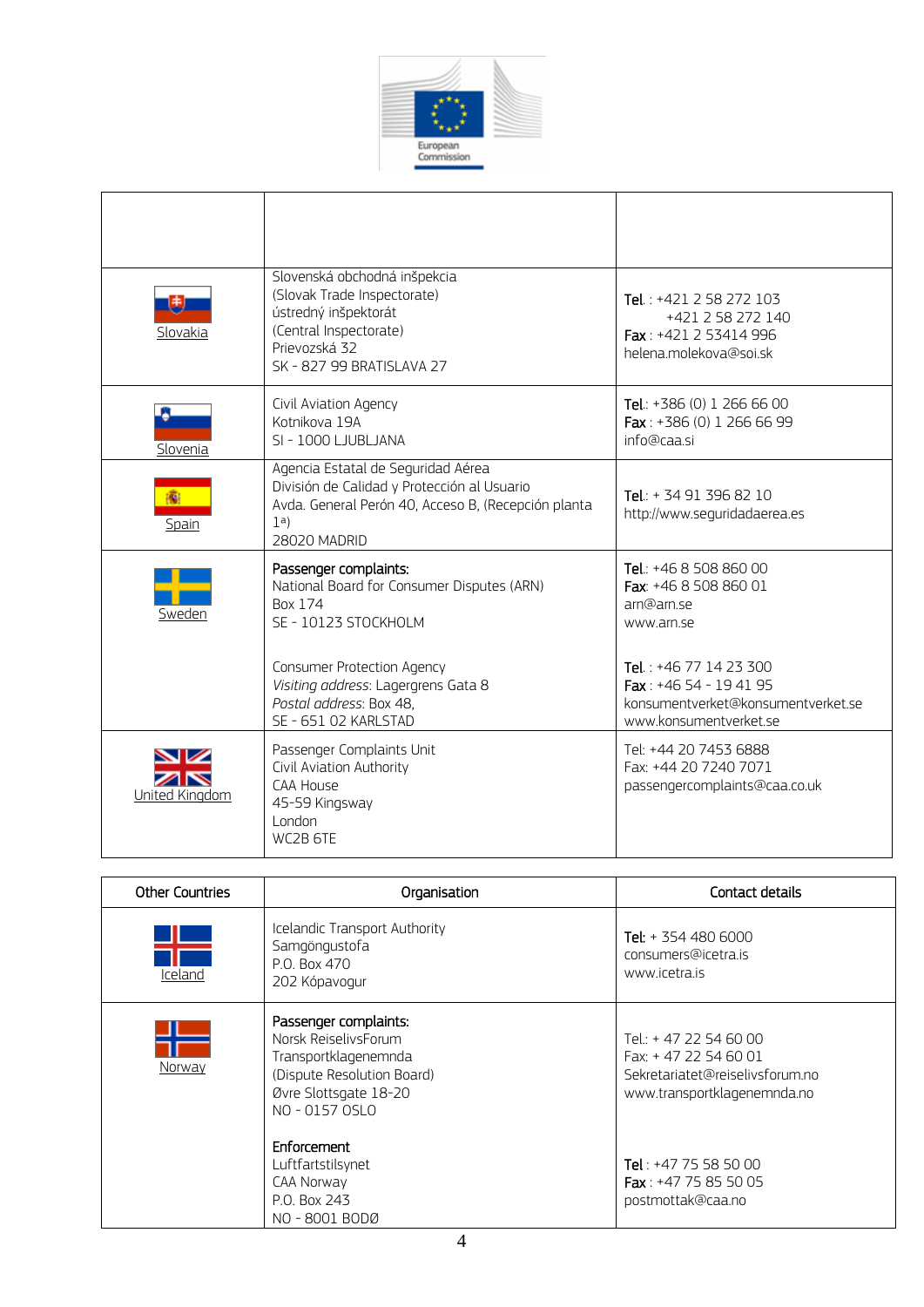| | | |
|---|---|---|
| Slovakia | Slovenská obchodná inšpekcia<br>(Slovak Trade Inspectorate)<br>ústredný inšpektorát<br>(Central Inspectorate)<br>Prievozská 32<br>SK - 827 99 BRATISLAVA 27 | **Tel.** : +421 2 58 272 103<br>+421 2 58 272 140<br>**Fax** : +421 2 53414 996<br>helena.molekova@soi.sk |
| Slovenia | Civil Aviation Agency<br>Kotnikova 19A<br>SI - 1000 LJUBLJANA | **Tel.**: +386 (0) 1 266 66 00<br>**Fax** : +386 (0) 1 266 66 99<br>info@caa.si |
| Spain | Agencia Estatal de Seguridad Aérea<br>División de Calidad y Protección al Usuario<br>Avda. General Perón 40, Acceso B, (Recepción planta 1ª)<br>28020 MADRID | **Tel.**: + 34 91 396 82 10<br>http://www.seguridadaerea.es |
| Sweden | **Passenger complaints:**<br>National Board for Consumer Disputes (ARN)<br>Box 174<br>SE - 10123 STOCKHOLM<br><br>Consumer Protection Agency<br>*Visiting address*: Lagergrens Gata 8<br>*Postal address*: Box 48,<br>SE - 651 02 KARLSTAD | **Tel.**: +46 8 508 860 00<br>**Fax**: +46 8 508 860 01<br>arn@arn.se<br>www.arn.se<br><br>**Tel.** : +46 77 14 23 300<br>**Fax** : +46 54 - 19 41 95<br>konsumentverket@konsumentverket.se<br>www.konsumentverket.se |
| United Kingdom | Passenger Complaints Unit<br>Civil Aviation Authority<br>CAA House<br>45-59 Kingsway<br>London<br>WC2B 6TE | Tel: +44 20 7453 6888<br>Fax: +44 20 7240 7071<br>passengercomplaints@caa.co.uk |

| Other Countries | Organisation | Contact details |
|---|---|---|
| Iceland | Icelandic Transport Authority<br>Samgöngustofa<br>P.O. Box 470<br>202 Kópavogur | **Tel**: + 354 480 6000<br>consumers@icetra.is<br>www.icetra.is |
| Norway | **Passenger complaints:**<br>Norsk ReiselivsForum<br>Transportklagenemnda<br>(Dispute Resolution Board)<br>Øvre Slottsgate 18-20<br>NO - 0157 OSLO<br><br>**Enforcement**<br>Luftfartstilsynet<br>CAA Norway<br>P.O. Box 243<br>NO - 8001 BODØ | Tel.: + 47 22 54 60 00<br>Fax: + 47 22 54 60 01<br>Sekretariatet@reiselivsforum.no<br>www.transportklagenemnda.no<br><br>**Tel** : +47 75 58 50 00<br>**Fax** : +47 75 85 50 05<br>postmottak@caa.no |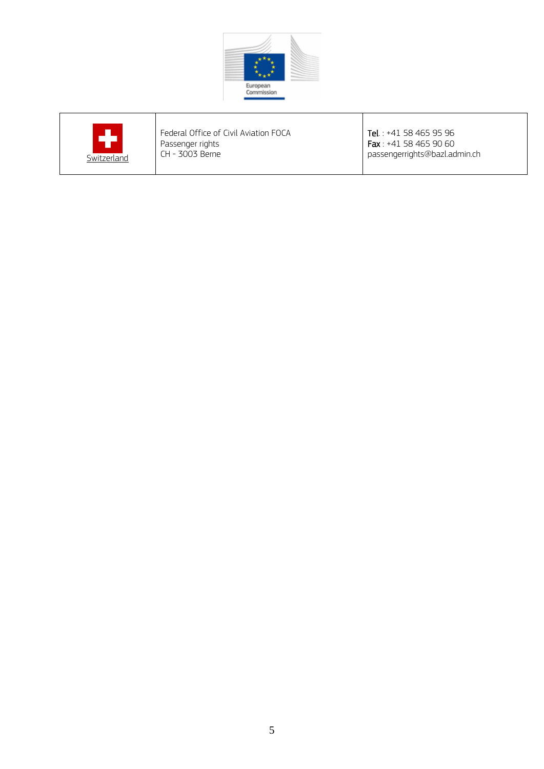| | | |
|---|---|---|
| Switzerland | Federal Office of Civil Aviation FOCA<br>Passenger rights<br>CH - 3003 Berne | **Tel**. : +41 58 465 95 96<br>**Fax** : +41 58 465 90 60<br>passengerrights@bazl.admin.ch |